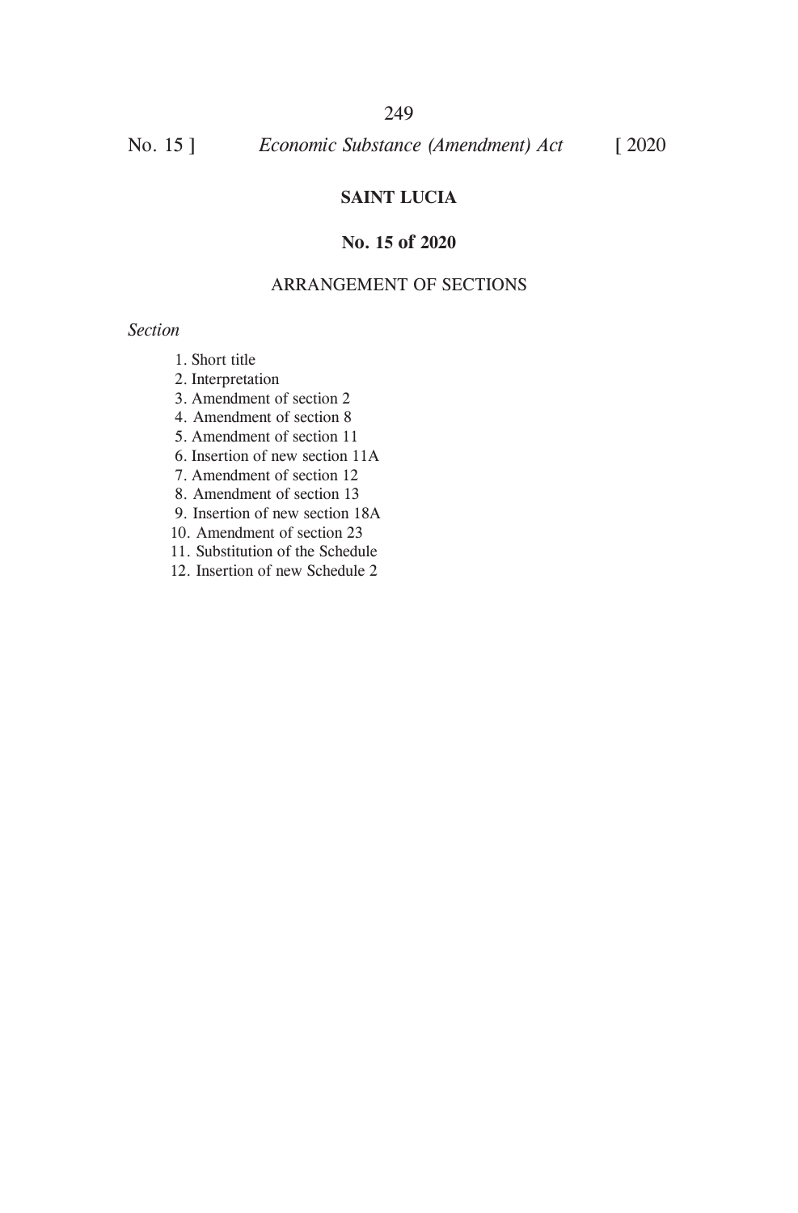# SAINT LUCIA

## No. 15 of 2020

### ARRANGEMENT OF SECTIONS

*Section*

1. Short title
2. Interpretation
3. Amendment of section 2
4. Amendment of section 8
5. Amendment of section 11
6. Insertion of new section 11A
7. Amendment of section 12
8. Amendment of section 13
9. Insertion of new section 18A
10. Amendment of section 23
11. Substitution of the Schedule
12. Insertion of new Schedule 2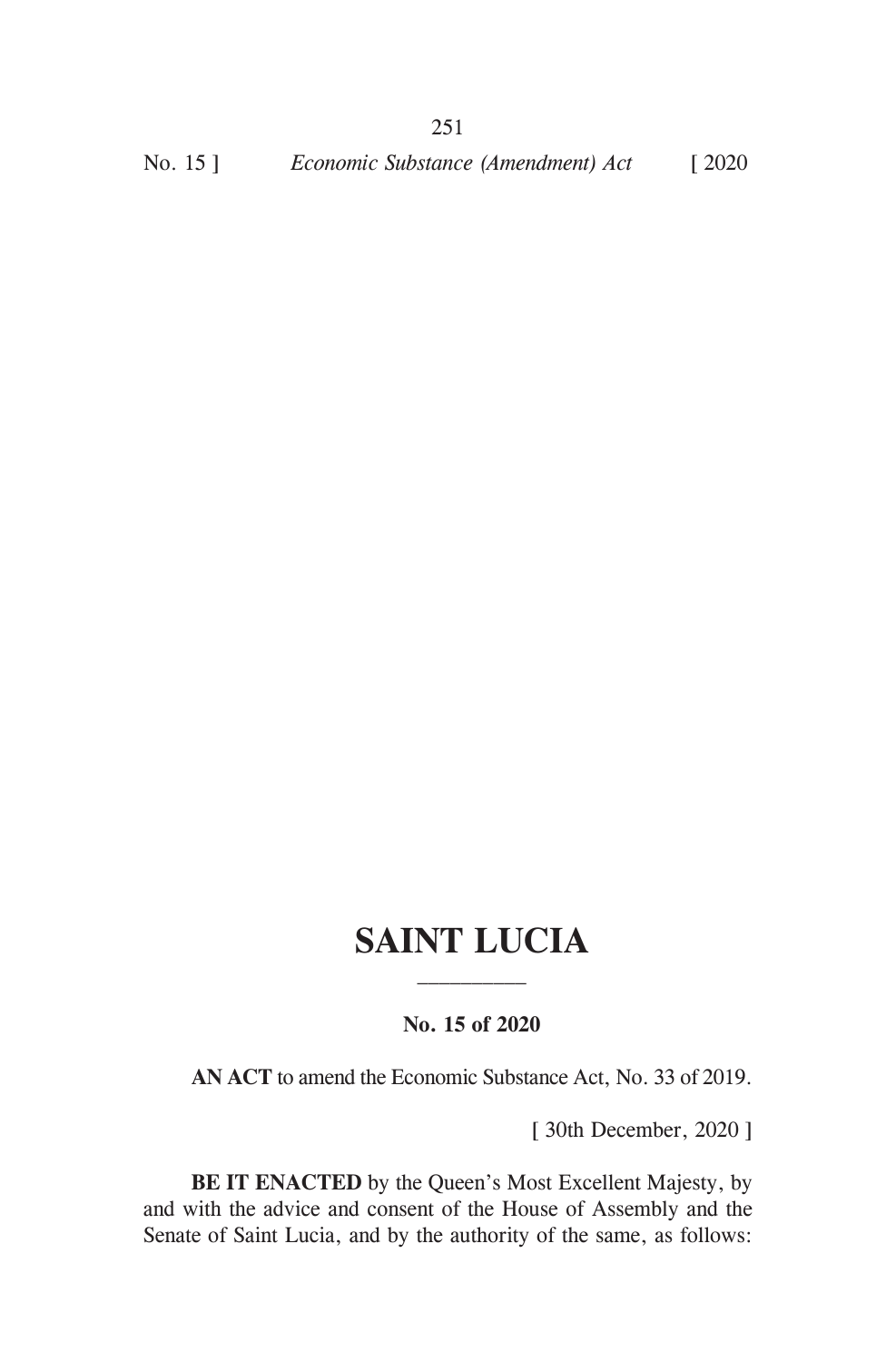# SAINT LUCIA

---

**No. 15 of 2020**

**AN ACT** to amend the Economic Substance Act, No. 33 of 2019.

[ 30th December, 2020 ]

**BE IT ENACTED** by the Queen's Most Excellent Majesty, by and with the advice and consent of the House of Assembly and the Senate of Saint Lucia, and by the authority of the same, as follows: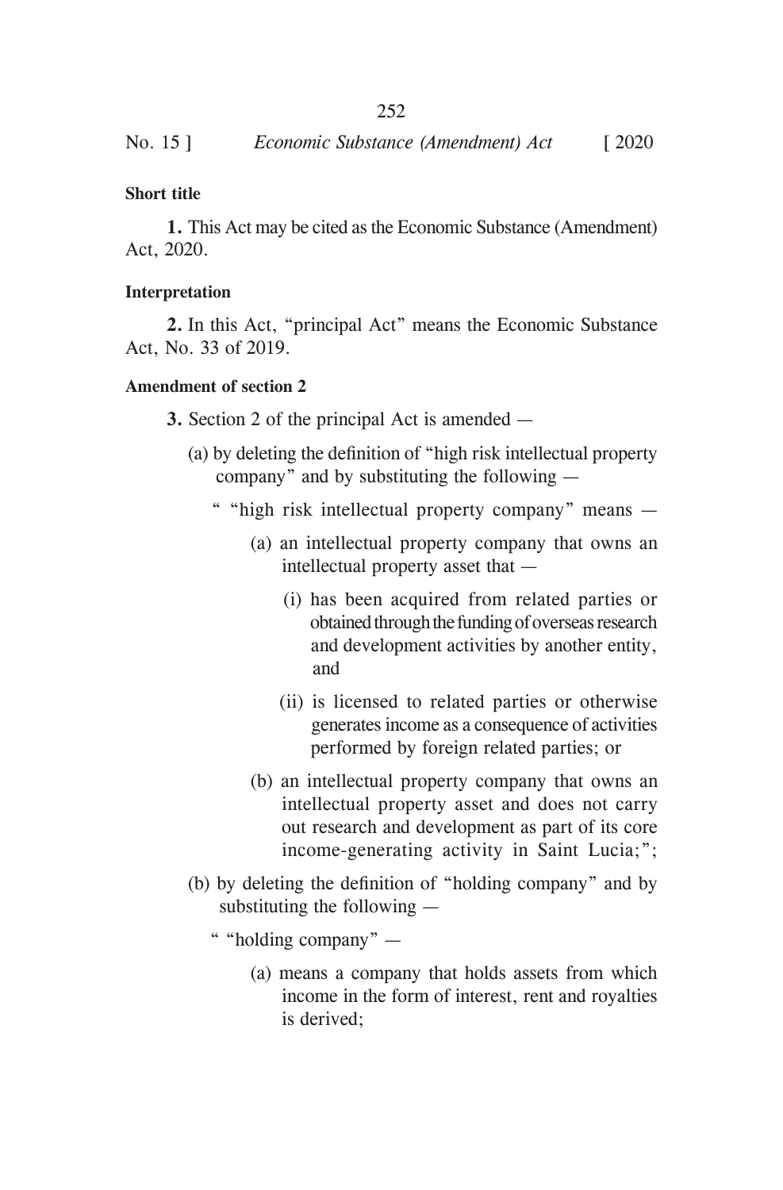**Short title**

**1.** This Act may be cited as the Economic Substance (Amendment) Act, 2020.

**Interpretation**

**2.** In this Act, "principal Act" means the Economic Substance Act, No. 33 of 2019.

**Amendment of section 2**

**3.** Section 2 of the principal Act is amended —

(a) by deleting the definition of "high risk intellectual property company" and by substituting the following —

" "high risk intellectual property company" means —

(a) an intellectual property company that owns an intellectual property asset that —

(i) has been acquired from related parties or obtained through the funding of overseas research and development activities by another entity, and

(ii) is licensed to related parties or otherwise generates income as a consequence of activities performed by foreign related parties; or

(b) an intellectual property company that owns an intellectual property asset and does not carry out research and development as part of its core income-generating activity in Saint Lucia;";

(b) by deleting the definition of "holding company" and by substituting the following —

" "holding company" —

(a) means a company that holds assets from which income in the form of interest, rent and royalties is derived;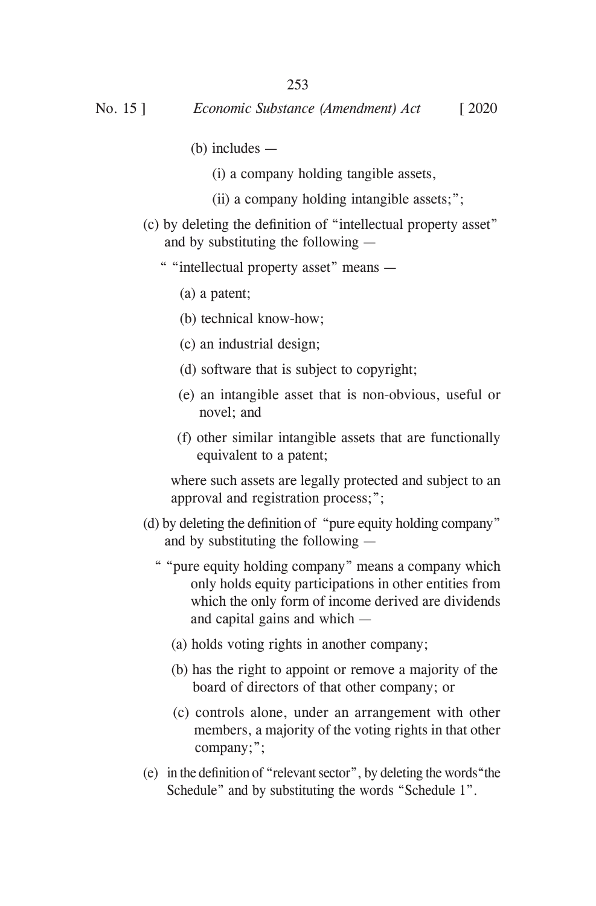(b) includes —

(i) a company holding tangible assets,

(ii) a company holding intangible assets;";

(c) by deleting the definition of "intellectual property asset" and by substituting the following —

" "intellectual property asset" means —

(a) a patent;

(b) technical know-how;

(c) an industrial design;

(d) software that is subject to copyright;

(e) an intangible asset that is non-obvious, useful or novel; and

(f) other similar intangible assets that are functionally equivalent to a patent;

where such assets are legally protected and subject to an approval and registration process;";

(d) by deleting the definition of "pure equity holding company" and by substituting the following —

" "pure equity holding company" means a company which only holds equity participations in other entities from which the only form of income derived are dividends and capital gains and which —

(a) holds voting rights in another company;

(b) has the right to appoint or remove a majority of the board of directors of that other company; or

(c) controls alone, under an arrangement with other members, a majority of the voting rights in that other company;";

(e) in the definition of "relevant sector", by deleting the words "the Schedule" and by substituting the words "Schedule 1".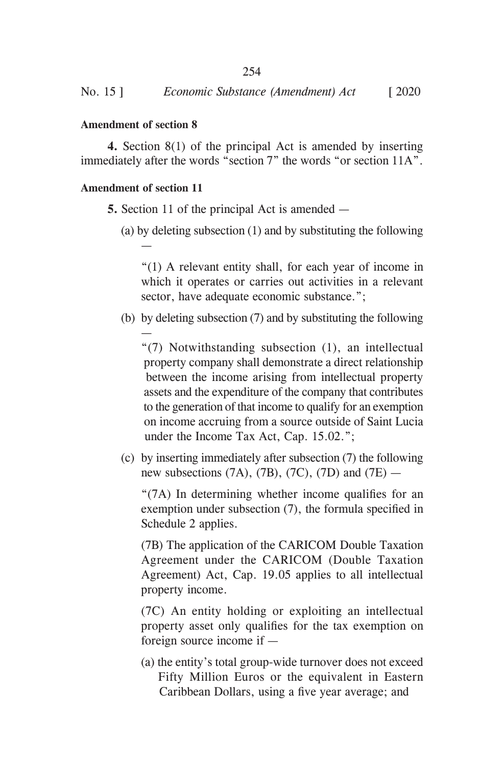**Amendment of section 8**

**4.** Section 8(1) of the principal Act is amended by inserting immediately after the words "section 7" the words "or section 11A".

**Amendment of section 11**

**5.** Section 11 of the principal Act is amended —

(a) by deleting subsection (1) and by substituting the following —

"(1) A relevant entity shall, for each year of income in which it operates or carries out activities in a relevant sector, have adequate economic substance.";

(b) by deleting subsection (7) and by substituting the following —

"(7) Notwithstanding subsection (1), an intellectual property company shall demonstrate a direct relationship between the income arising from intellectual property assets and the expenditure of the company that contributes to the generation of that income to qualify for an exemption on income accruing from a source outside of Saint Lucia under the Income Tax Act, Cap. 15.02.";

(c) by inserting immediately after subsection (7) the following new subsections (7A), (7B), (7C), (7D) and (7E) —

"(7A) In determining whether income qualifies for an exemption under subsection (7), the formula specified in Schedule 2 applies.

(7B) The application of the CARICOM Double Taxation Agreement under the CARICOM (Double Taxation Agreement) Act, Cap. 19.05 applies to all intellectual property income.

(7C) An entity holding or exploiting an intellectual property asset only qualifies for the tax exemption on foreign source income if —

(a) the entity's total group-wide turnover does not exceed Fifty Million Euros or the equivalent in Eastern Caribbean Dollars, using a five year average; and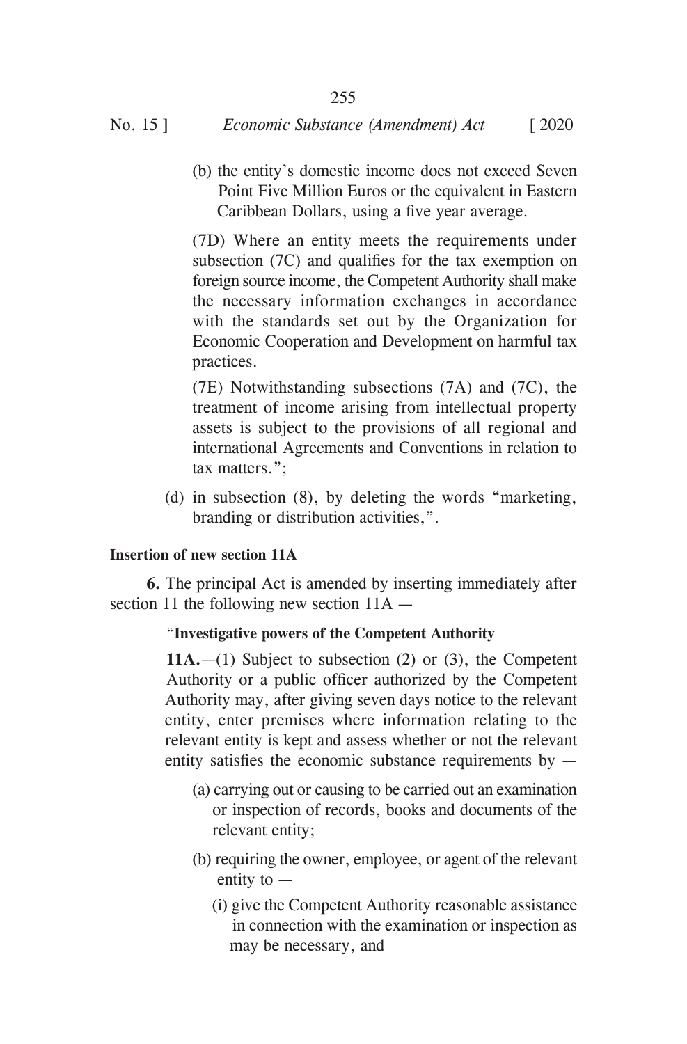(b) the entity's domestic income does not exceed Seven Point Five Million Euros or the equivalent in Eastern Caribbean Dollars, using a five year average.

(7D) Where an entity meets the requirements under subsection (7C) and qualifies for the tax exemption on foreign source income, the Competent Authority shall make the necessary information exchanges in accordance with the standards set out by the Organization for Economic Cooperation and Development on harmful tax practices.

(7E) Notwithstanding subsections (7A) and (7C), the treatment of income arising from intellectual property assets is subject to the provisions of all regional and international Agreements and Conventions in relation to tax matters.";

(d) in subsection (8), by deleting the words "marketing, branding or distribution activities,".

**Insertion of new section 11A**

**6.** The principal Act is amended by inserting immediately after section 11 the following new section 11A —

"**Investigative powers of the Competent Authority**

**11A.**—(1) Subject to subsection (2) or (3), the Competent Authority or a public officer authorized by the Competent Authority may, after giving seven days notice to the relevant entity, enter premises where information relating to the relevant entity is kept and assess whether or not the relevant entity satisfies the economic substance requirements by —

(a) carrying out or causing to be carried out an examination or inspection of records, books and documents of the relevant entity;

(b) requiring the owner, employee, or agent of the relevant entity to —

(i) give the Competent Authority reasonable assistance in connection with the examination or inspection as may be necessary, and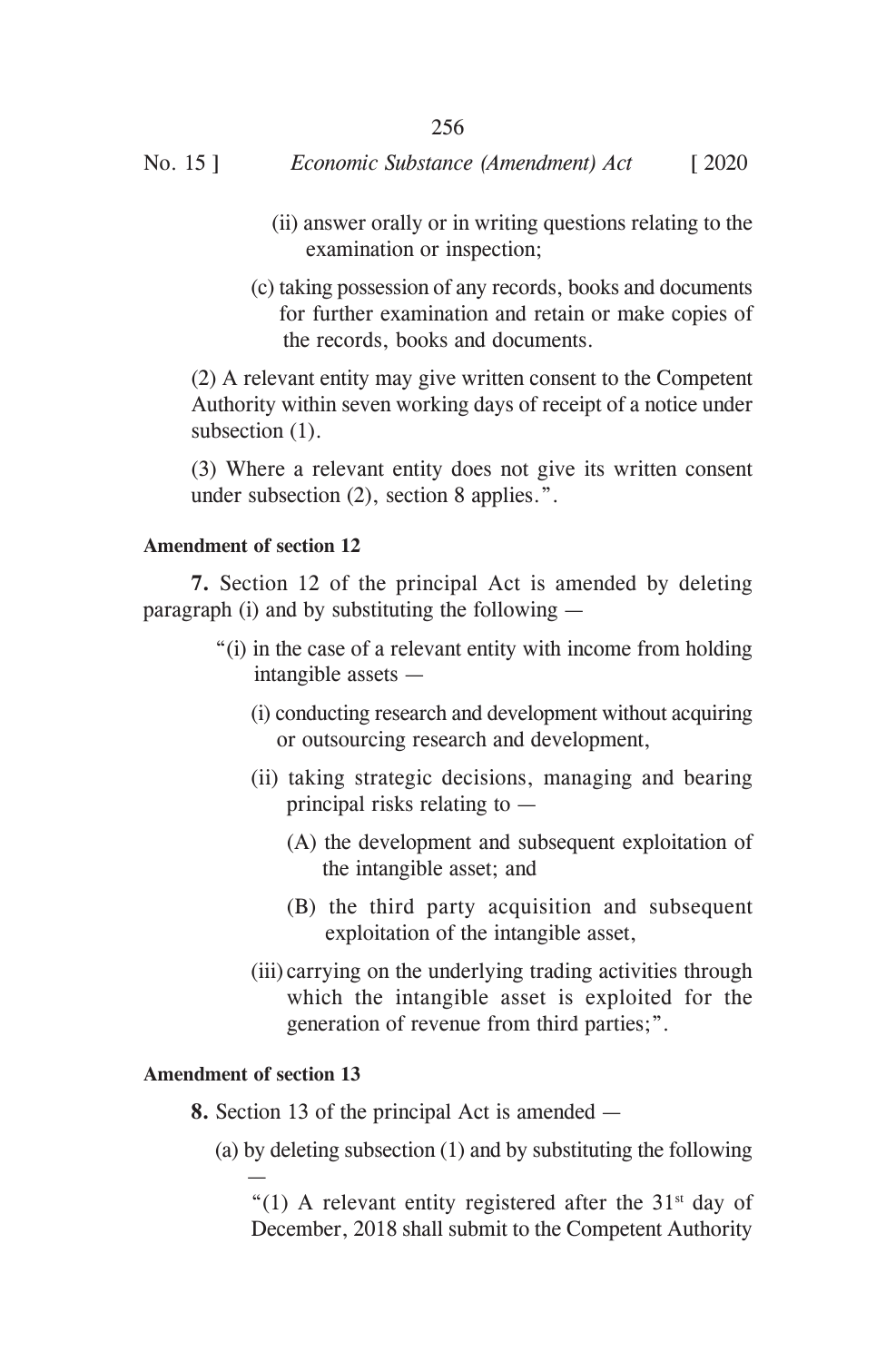(ii) answer orally or in writing questions relating to the examination or inspection;

(c) taking possession of any records, books and documents for further examination and retain or make copies of the records, books and documents.

(2) A relevant entity may give written consent to the Competent Authority within seven working days of receipt of a notice under subsection (1).

(3) Where a relevant entity does not give its written consent under subsection (2), section 8 applies.".

**Amendment of section 12**

**7.** Section 12 of the principal Act is amended by deleting paragraph (i) and by substituting the following —

"(i) in the case of a relevant entity with income from holding intangible assets —

(i) conducting research and development without acquiring or outsourcing research and development,

(ii) taking strategic decisions, managing and bearing principal risks relating to —

(A) the development and subsequent exploitation of the intangible asset; and

(B) the third party acquisition and subsequent exploitation of the intangible asset,

(iii) carrying on the underlying trading activities through which the intangible asset is exploited for the generation of revenue from third parties;".

**Amendment of section 13**

**8.** Section 13 of the principal Act is amended —

(a) by deleting subsection (1) and by substituting the following —

"(1) A relevant entity registered after the 31st day of December, 2018 shall submit to the Competent Authority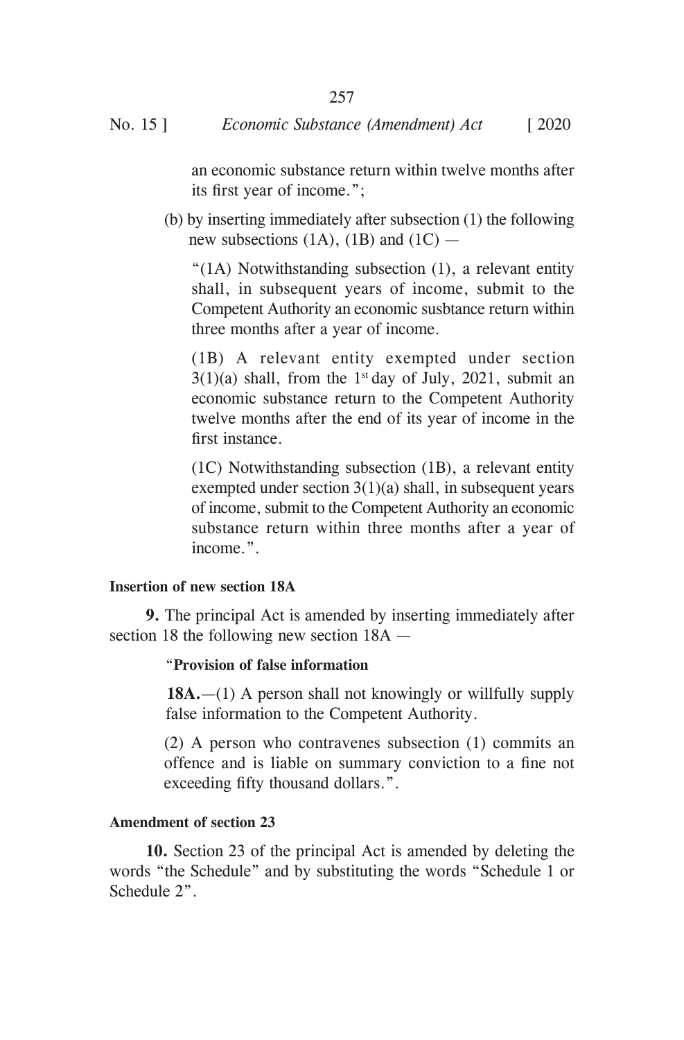an economic substance return within twelve months after its first year of income.";

(b) by inserting immediately after subsection (1) the following new subsections (1A), (1B) and (1C) —

"(1A) Notwithstanding subsection (1), a relevant entity shall, in subsequent years of income, submit to the Competent Authority an economic susbtance return within three months after a year of income.

(1B) A relevant entity exempted under section 3(1)(a) shall, from the 1st day of July, 2021, submit an economic substance return to the Competent Authority twelve months after the end of its year of income in the first instance.

(1C) Notwithstanding subsection (1B), a relevant entity exempted under section 3(1)(a) shall, in subsequent years of income, submit to the Competent Authority an economic substance return within three months after a year of income.".

**Insertion of new section 18A**

**9.** The principal Act is amended by inserting immediately after section 18 the following new section 18A —

"**Provision of false information**

**18A.**—(1) A person shall not knowingly or willfully supply false information to the Competent Authority.

(2) A person who contravenes subsection (1) commits an offence and is liable on summary conviction to a fine not exceeding fifty thousand dollars.".

**Amendment of section 23**

**10.** Section 23 of the principal Act is amended by deleting the words "the Schedule" and by substituting the words "Schedule 1 or Schedule 2".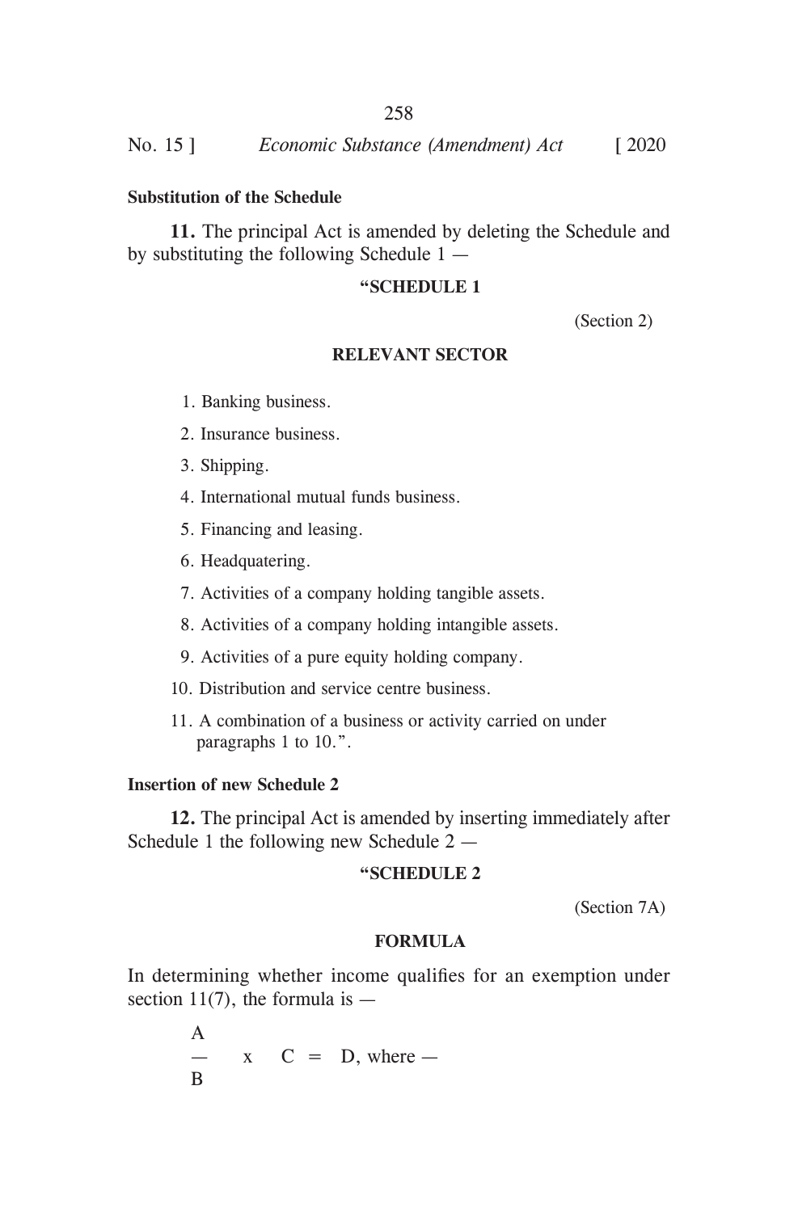**Substitution of the Schedule**

**11.** The principal Act is amended by deleting the Schedule and by substituting the following Schedule 1 —

**"SCHEDULE 1**

(Section 2)

**RELEVANT SECTOR**

1. Banking business.
2. Insurance business.
3. Shipping.
4. International mutual funds business.
5. Financing and leasing.
6. Headquatering.
7. Activities of a company holding tangible assets.
8. Activities of a company holding intangible assets.
9. Activities of a pure equity holding company.
10. Distribution and service centre business.
11. A combination of a business or activity carried on under paragraphs 1 to 10.".

**Insertion of new Schedule 2**

**12.** The principal Act is amended by inserting immediately after Schedule 1 the following new Schedule 2 —

**"SCHEDULE 2**

(Section 7A)

**FORMULA**

In determining whether income qualifies for an exemption under section 11(7), the formula is —

$$\frac{A}{B} \times C = D, \text{ where —}$$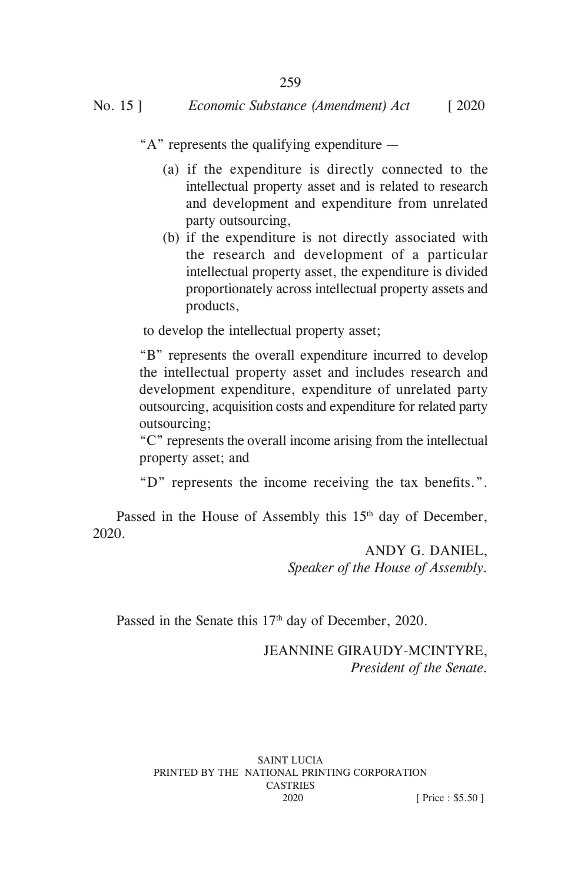"A" represents the qualifying expenditure —

(a) if the expenditure is directly connected to the intellectual property asset and is related to research and development and expenditure from unrelated party outsourcing,

(b) if the expenditure is not directly associated with the research and development of a particular intellectual property asset, the expenditure is divided proportionately across intellectual property assets and products,

to develop the intellectual property asset;

"B" represents the overall expenditure incurred to develop the intellectual property asset and includes research and development expenditure, expenditure of unrelated party outsourcing, acquisition costs and expenditure for related party outsourcing;

"C" represents the overall income arising from the intellectual property asset; and

"D" represents the income receiving the tax benefits.".

Passed in the House of Assembly this 15th day of December, 2020.

ANDY G. DANIEL,
*Speaker of the House of Assembly.*

Passed in the Senate this 17th day of December, 2020.

JEANNINE GIRAUDY-MCINTYRE,
*President of the Senate.*

SAINT LUCIA
PRINTED BY THE NATIONAL PRINTING CORPORATION
CASTRIES
2020

[ Price : $5.50 ]